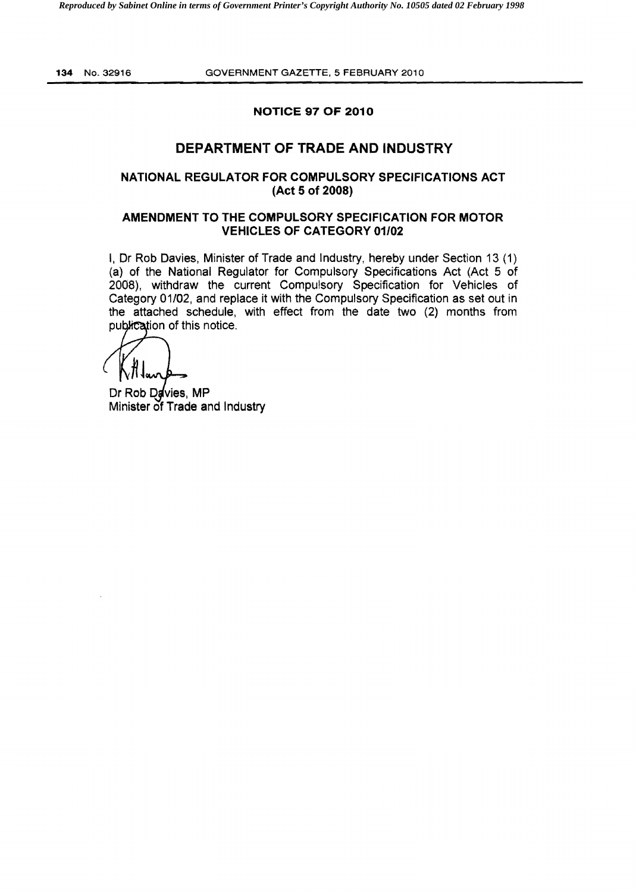## NOTICE 97 OF 2010

# DEPARTMENT OF TRADE AND INDUSTRY

### NATIONAL REGULATOR FOR COMPULSORY SPECIFICATIONS ACT (Act 5 of 2008)

### AMENDMENT TO THE COMPULSORY SPECIFICATION FOR MOTOR VEHICLES OF CATEGORY 01/02

I, Dr Rob Davies, Minister of Trade and Industry, hereby under Section 13 (1) (a) of the National Regulator for Compulsory Specifications Act (Act 5 of 2008), withdraw the current Compulsory Specification for Vehicles of Category 01/02, and replace it with the Compulsory Specification as set out in the attached schedule, with effect from the date two (2) months from publication of this notice.

Dr Rob Davies, MP
Minister of Trade and Industry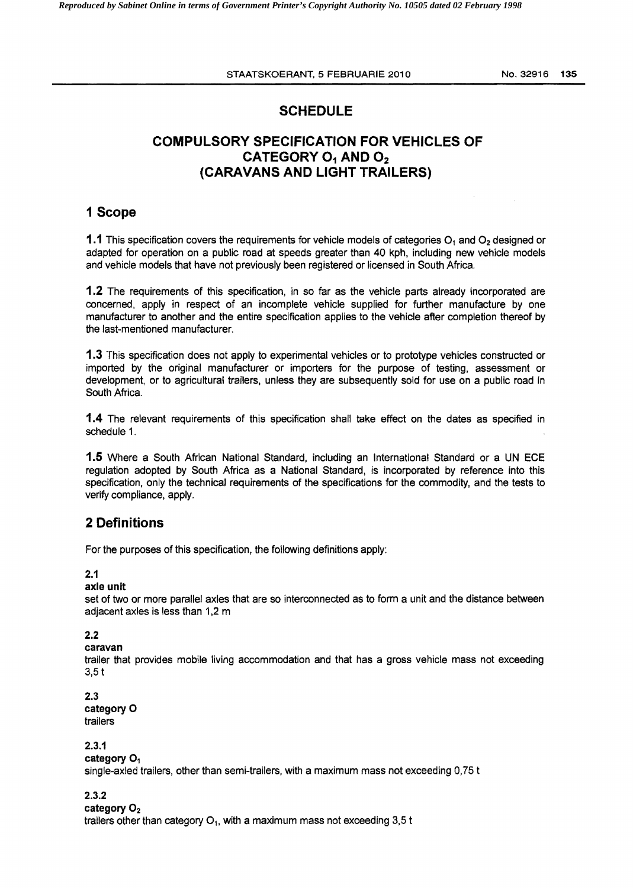# SCHEDULE

## COMPULSORY SPECIFICATION FOR VEHICLES OF CATEGORY $O_1$ AND $O_2$ (CARAVANS AND LIGHT TRAILERS)

## 1 Scope

**1.1** This specification covers the requirements for vehicle models of categories $O_1$ and $O_2$ designed or adapted for operation on a public road at speeds greater than 40 kph, including new vehicle models and vehicle models that have not previously been registered or licensed in South Africa.

**1.2** The requirements of this specification, in so far as the vehicle parts already incorporated are concerned, apply in respect of an incomplete vehicle supplied for further manufacture by one manufacturer to another and the entire specification applies to the vehicle after completion thereof by the last-mentioned manufacturer.

**1.3** This specification does not apply to experimental vehicles or to prototype vehicles constructed or imported by the original manufacturer or importers for the purpose of testing, assessment or development, or to agricultural trailers, unless they are subsequently sold for use on a public road in South Africa.

**1.4** The relevant requirements of this specification shall take effect on the dates as specified in schedule 1.

**1.5** Where a South African National Standard, including an International Standard or a UN ECE regulation adopted by South Africa as a National Standard, is incorporated by reference into this specification, only the technical requirements of the specifications for the commodity, and the tests to verify compliance, apply.

## 2 Definitions

For the purposes of this specification, the following definitions apply:

**2.1**
**axle unit**
set of two or more parallel axles that are so interconnected as to form a unit and the distance between adjacent axles is less than 1,2 m

**2.2**
**caravan**
trailer that provides mobile living accommodation and that has a gross vehicle mass not exceeding 3,5 t

**2.3**
**category O**
trailers

**2.3.1**
**category $O_1$**
single-axled trailers, other than semi-trailers, with a maximum mass not exceeding 0,75 t

**2.3.2**
**category $O_2$**
trailers other than category $O_1$, with a maximum mass not exceeding 3,5 t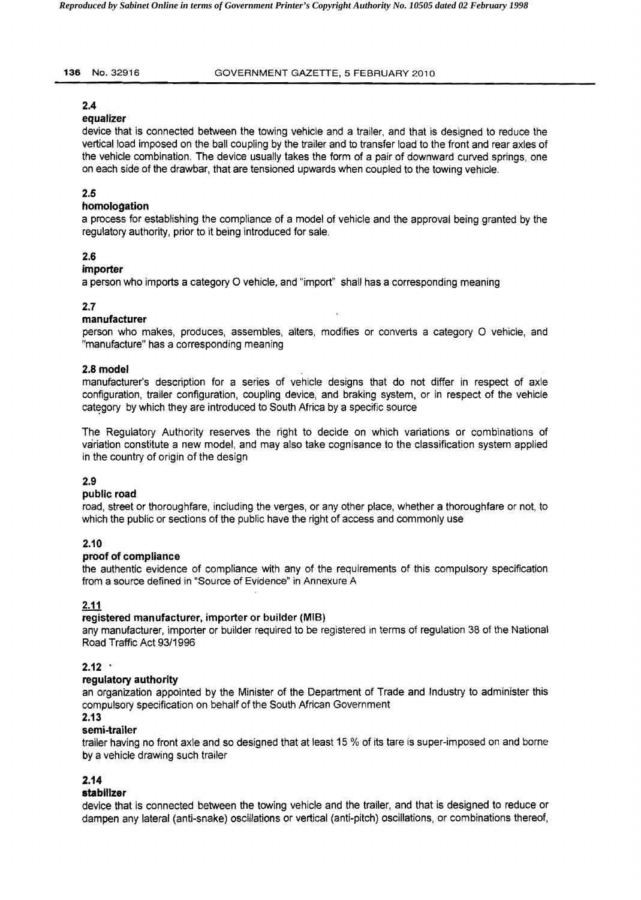**2.4**

**equalizer**

device that is connected between the towing vehicle and a trailer, and that is designed to reduce the vertical load imposed on the ball coupling by the trailer and to transfer load to the front and rear axles of the vehicle combination. The device usually takes the form of a pair of downward curved springs, one on each side of the drawbar, that are tensioned upwards when coupled to the towing vehicle.

**2.5**

**homologation**

a process for establishing the compliance of a model of vehicle and the approval being granted by the regulatory authority, prior to it being introduced for sale.

**2.6**

**importer**

a person who imports a category O vehicle, and "import" shall has a corresponding meaning

**2.7**

**manufacturer**

person who makes, produces, assembles, alters, modifies or converts a category O vehicle, and "manufacture" has a corresponding meaning

**2.8 model**

manufacturer's description for a series of vehicle designs that do not differ in respect of axle configuration, trailer configuration, coupling device, and braking system, or in respect of the vehicle category by which they are introduced to South Africa by a specific source

The Regulatory Authority reserves the right to decide on which variations or combinations of variation constitute a new model, and may also take cognisance to the classification system applied in the country of origin of the design

**2.9**

**public road**

road, street or thoroughfare, including the verges, or any other place, whether a thoroughfare or not, to which the public or sections of the public have the right of access and commonly use

**2.10**

**proof of compliance**

the authentic evidence of compliance with any of the requirements of this compulsory specification from a source defined in "Source of Evidence" in Annexure A

**2.11**

**registered manufacturer, importer or builder (MIB)**

any manufacturer, importer or builder required to be registered in terms of regulation 38 of the National Road Traffic Act 93/1996

**2.12**

**regulatory authority**

an organization appointed by the Minister of the Department of Trade and Industry to administer this compulsory specification on behalf of the South African Government

**2.13**

**semi-trailer**

trailer having no front axle and so designed that at least 15 % of its tare is super-imposed on and borne by a vehicle drawing such trailer

**2.14**

**stabilizer**

device that is connected between the towing vehicle and the trailer, and that is designed to reduce or dampen any lateral (anti-snake) oscillations or vertical (anti-pitch) oscillations, or combinations thereof,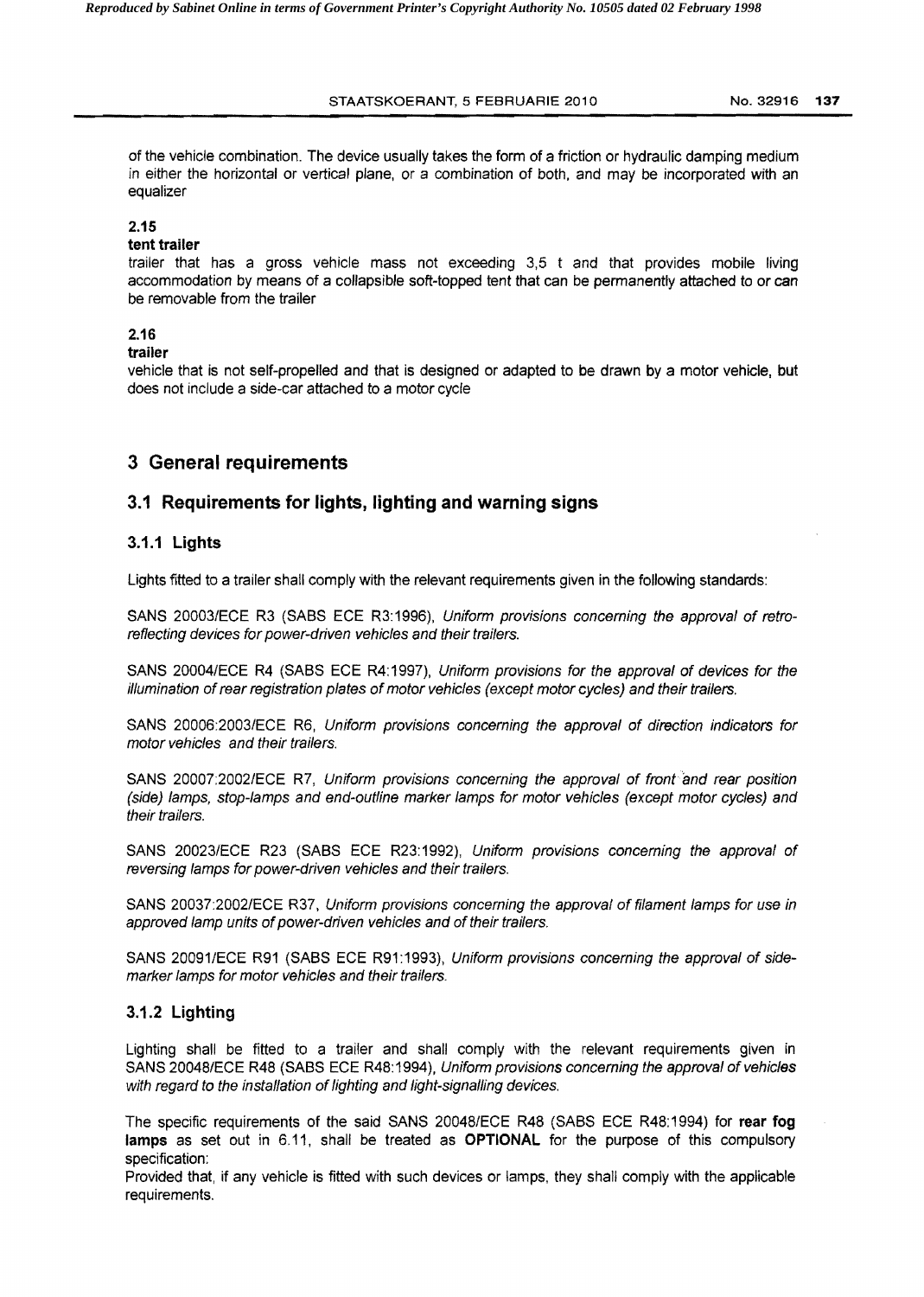of the vehicle combination. The device usually takes the form of a friction or hydraulic damping medium in either the horizontal or vertical plane, or a combination of both, and may be incorporated with an equalizer

**2.15**

**tent trailer**

trailer that has a gross vehicle mass not exceeding 3,5 t and that provides mobile living accommodation by means of a collapsible soft-topped tent that can be permanently attached to or can be removable from the trailer

**2.16**

**trailer**

vehicle that is not self-propelled and that is designed or adapted to be drawn by a motor vehicle, but does not include a side-car attached to a motor cycle

## 3 General requirements

### 3.1 Requirements for lights, lighting and warning signs

#### 3.1.1 Lights

Lights fitted to a trailer shall comply with the relevant requirements given in the following standards:

SANS 20003/ECE R3 (SABS ECE R3:1996), *Uniform provisions concerning the approval of retro-reflecting devices for power-driven vehicles and their trailers.*

SANS 20004/ECE R4 (SABS ECE R4:1997), *Uniform provisions for the approval of devices for the illumination of rear registration plates of motor vehicles (except motor cycles) and their trailers.*

SANS 20006:2003/ECE R6, *Uniform provisions concerning the approval of direction indicators for motor vehicles and their trailers.*

SANS 20007:2002/ECE R7, *Uniform provisions concerning the approval of front and rear position (side) lamps, stop-lamps and end-outline marker lamps for motor vehicles (except motor cycles) and their trailers.*

SANS 20023/ECE R23 (SABS ECE R23:1992), *Uniform provisions concerning the approval of reversing lamps for power-driven vehicles and their trailers.*

SANS 20037:2002/ECE R37, *Uniform provisions concerning the approval of filament lamps for use in approved lamp units of power-driven vehicles and of their trailers.*

SANS 20091/ECE R91 (SABS ECE R91:1993), *Uniform provisions concerning the approval of side-marker lamps for motor vehicles and their trailers.*

#### 3.1.2 Lighting

Lighting shall be fitted to a trailer and shall comply with the relevant requirements given in SANS 20048/ECE R48 (SABS ECE R48:1994), *Uniform provisions concerning the approval of vehicles with regard to the installation of lighting and light-signalling devices.*

The specific requirements of the said SANS 20048/ECE R48 (SABS ECE R48:1994) for **rear fog lamps** as set out in 6.11, shall be treated as **OPTIONAL** for the purpose of this compulsory specification:

Provided that, if any vehicle is fitted with such devices or lamps, they shall comply with the applicable requirements.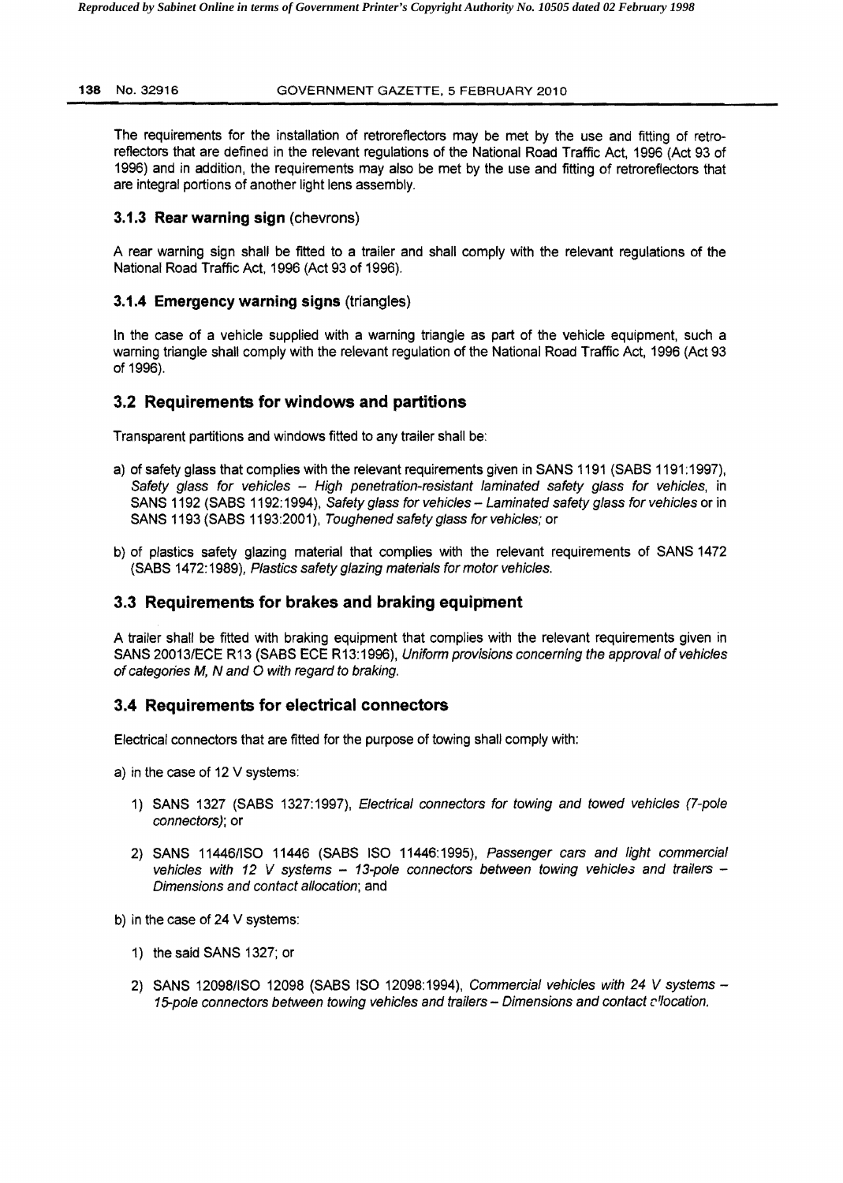The requirements for the installation of retroreflectors may be met by the use and fitting of retro-reflectors that are defined in the relevant regulations of the National Road Traffic Act, 1996 (Act 93 of 1996) and in addition, the requirements may also be met by the use and fitting of retroreflectors that are integral portions of another light lens assembly.

### 3.1.3 Rear warning sign (chevrons)

A rear warning sign shall be fitted to a trailer and shall comply with the relevant regulations of the National Road Traffic Act, 1996 (Act 93 of 1996).

### 3.1.4 Emergency warning signs (triangles)

In the case of a vehicle supplied with a warning triangle as part of the vehicle equipment, such a warning triangle shall comply with the relevant regulation of the National Road Traffic Act, 1996 (Act 93 of 1996).

## 3.2 Requirements for windows and partitions

Transparent partitions and windows fitted to any trailer shall be:

a) of safety glass that complies with the relevant requirements given in SANS 1191 (SABS 1191:1997), *Safety glass for vehicles – High penetration-resistant laminated safety glass for vehicles*, in SANS 1192 (SABS 1192:1994), *Safety glass for vehicles – Laminated safety glass for vehicles* or in SANS 1193 (SABS 1193:2001), *Toughened safety glass for vehicles*; or

b) of plastics safety glazing material that complies with the relevant requirements of SANS 1472 (SABS 1472:1989), *Plastics safety glazing materials for motor vehicles*.

## 3.3 Requirements for brakes and braking equipment

A trailer shall be fitted with braking equipment that complies with the relevant requirements given in SANS 20013/ECE R13 (SABS ECE R13:1996), *Uniform provisions concerning the approval of vehicles of categories M, N and O with regard to braking*.

## 3.4 Requirements for electrical connectors

Electrical connectors that are fitted for the purpose of towing shall comply with:

a) in the case of 12 V systems:

1) SANS 1327 (SABS 1327:1997), *Electrical connectors for towing and towed vehicles (7-pole connectors)*; or

2) SANS 11446/ISO 11446 (SABS ISO 11446:1995), *Passenger cars and light commercial vehicles with 12 V systems – 13-pole connectors between towing vehicles and trailers – Dimensions and contact allocation*; and

b) in the case of 24 V systems:

1) the said SANS 1327; or

2) SANS 12098/ISO 12098 (SABS ISO 12098:1994), *Commercial vehicles with 24 V systems – 15-pole connectors between towing vehicles and trailers – Dimensions and contact allocation*.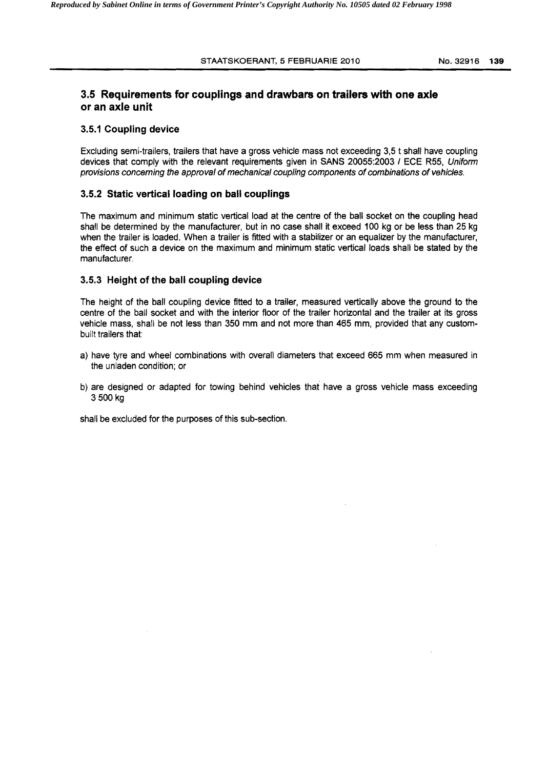## 3.5 Requirements for couplings and drawbars on trailers with one axle or an axle unit

### 3.5.1 Coupling device

Excluding semi-trailers, trailers that have a gross vehicle mass not exceeding 3,5 t shall have coupling devices that comply with the relevant requirements given in SANS 20055:2003 / ECE R55, *Uniform provisions concerning the approval of mechanical coupling components of combinations of vehicles.*

### 3.5.2 Static vertical loading on ball couplings

The maximum and minimum static vertical load at the centre of the ball socket on the coupling head shall be determined by the manufacturer, but in no case shall it exceed 100 kg or be less than 25 kg when the trailer is loaded. When a trailer is fitted with a stabilizer or an equalizer by the manufacturer, the effect of such a device on the maximum and minimum static vertical loads shall be stated by the manufacturer.

### 3.5.3 Height of the ball coupling device

The height of the ball coupling device fitted to a trailer, measured vertically above the ground to the centre of the ball socket and with the interior floor of the trailer horizontal and the trailer at its gross vehicle mass, shall be not less than 350 mm and not more than 465 mm, provided that any custom-built trailers that:

a) have tyre and wheel combinations with overall diameters that exceed 665 mm when measured in the unladen condition; or

b) are designed or adapted for towing behind vehicles that have a gross vehicle mass exceeding 3 500 kg

shall be excluded for the purposes of this sub-section.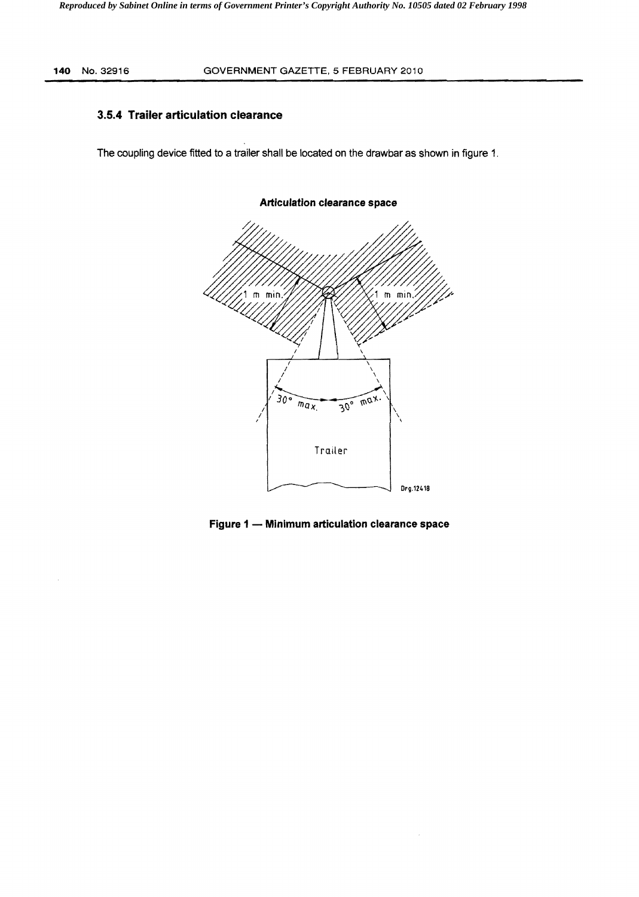### 3.5.4 Trailer articulation clearance

The coupling device fitted to a trailer shall be located on the drawbar as shown in figure 1.

**Articulation clearance space**

1 m min.

1 m min.

30° max.

30° max.

Trailer

Drg.12418

**Figure 1 — Minimum articulation clearance space**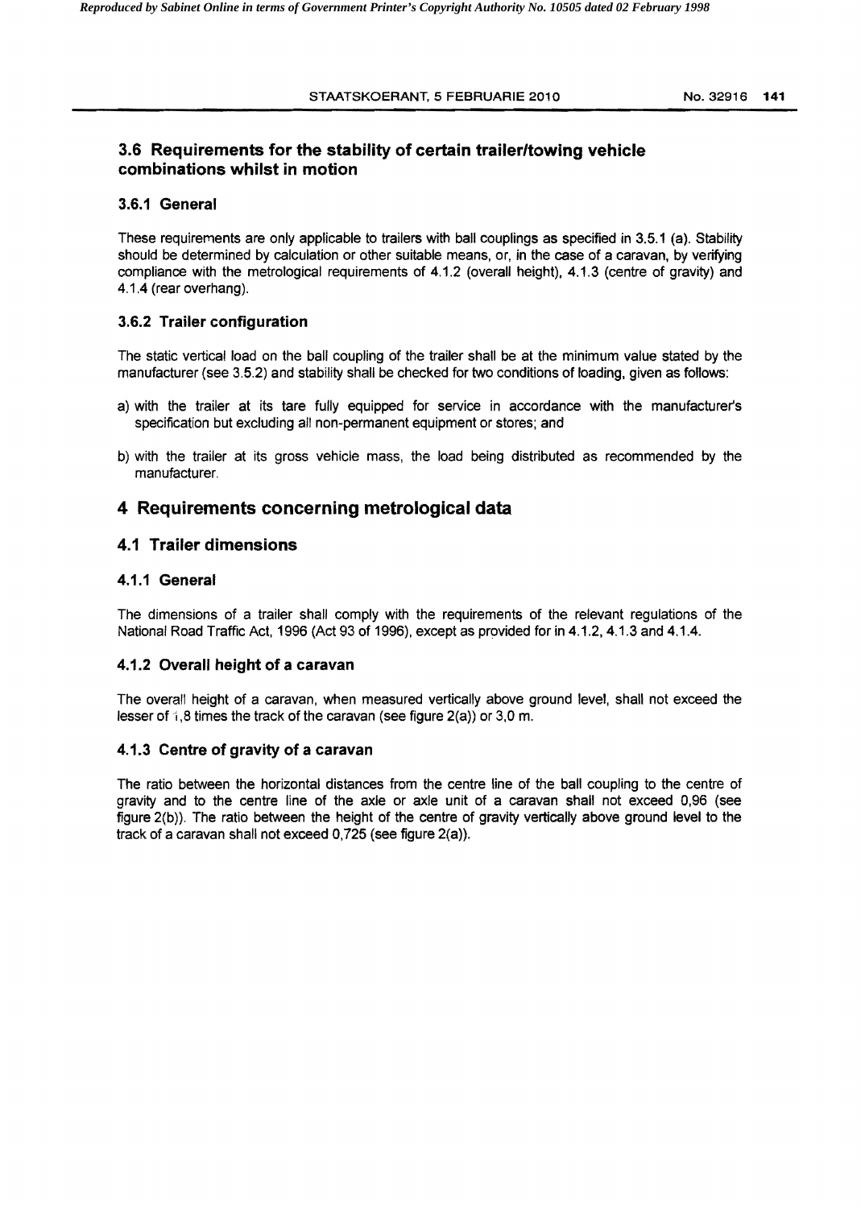## 3.6 Requirements for the stability of certain trailer/towing vehicle combinations whilst in motion

### 3.6.1 General

These requirements are only applicable to trailers with ball couplings as specified in 3.5.1 (a). Stability should be determined by calculation or other suitable means, or, in the case of a caravan, by verifying compliance with the metrological requirements of 4.1.2 (overall height), 4.1.3 (centre of gravity) and 4.1.4 (rear overhang).

### 3.6.2 Trailer configuration

The static vertical load on the ball coupling of the trailer shall be at the minimum value stated by the manufacturer (see 3.5.2) and stability shall be checked for two conditions of loading, given as follows:

a) with the trailer at its tare fully equipped for service in accordance with the manufacturer's specification but excluding all non-permanent equipment or stores; and

b) with the trailer at its gross vehicle mass, the load being distributed as recommended by the manufacturer.

# 4 Requirements concerning metrological data

## 4.1 Trailer dimensions

### 4.1.1 General

The dimensions of a trailer shall comply with the requirements of the relevant regulations of the National Road Traffic Act, 1996 (Act 93 of 1996), except as provided for in 4.1.2, 4.1.3 and 4.1.4.

### 4.1.2 Overall height of a caravan

The overall height of a caravan, when measured vertically above ground level, shall not exceed the lesser of 1,8 times the track of the caravan (see figure 2(a)) or 3,0 m.

### 4.1.3 Centre of gravity of a caravan

The ratio between the horizontal distances from the centre line of the ball coupling to the centre of gravity and to the centre line of the axle or axle unit of a caravan shall not exceed 0,96 (see figure 2(b)). The ratio between the height of the centre of gravity vertically above ground level to the track of a caravan shall not exceed 0,725 (see figure 2(a)).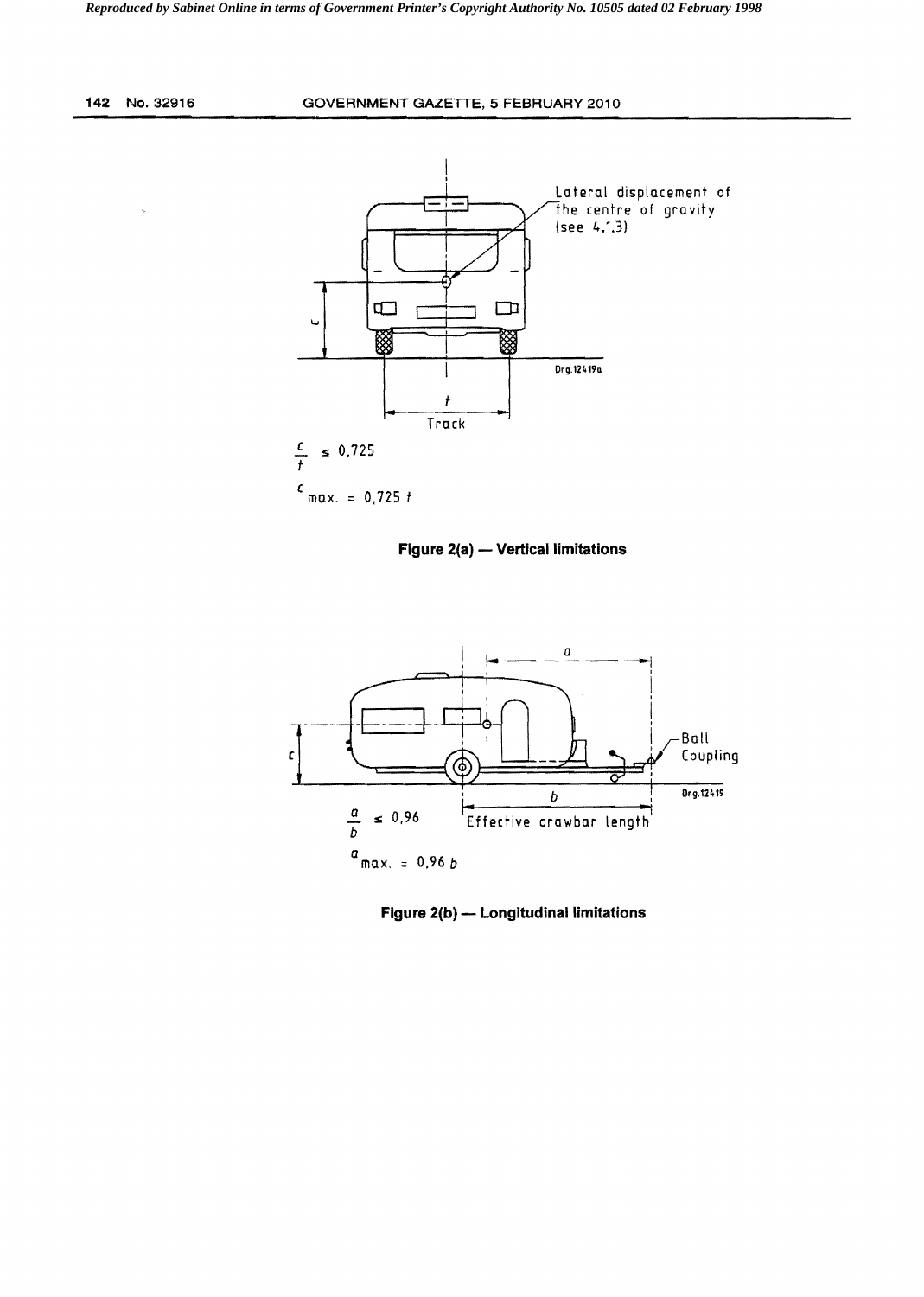Lateral displacement of the centre of gravity (see 4.1.3)

Track

$\frac{c}{t} \leq 0,725$

$c_{max.} = 0,725\ t$

**Figure 2(a) — Vertical limitations**

Ball Coupling

Effective drawbar length

$\frac{a}{b} \leq 0,96$

$a_{max.} = 0,96\ b$

**Figure 2(b) — Longitudinal limitations**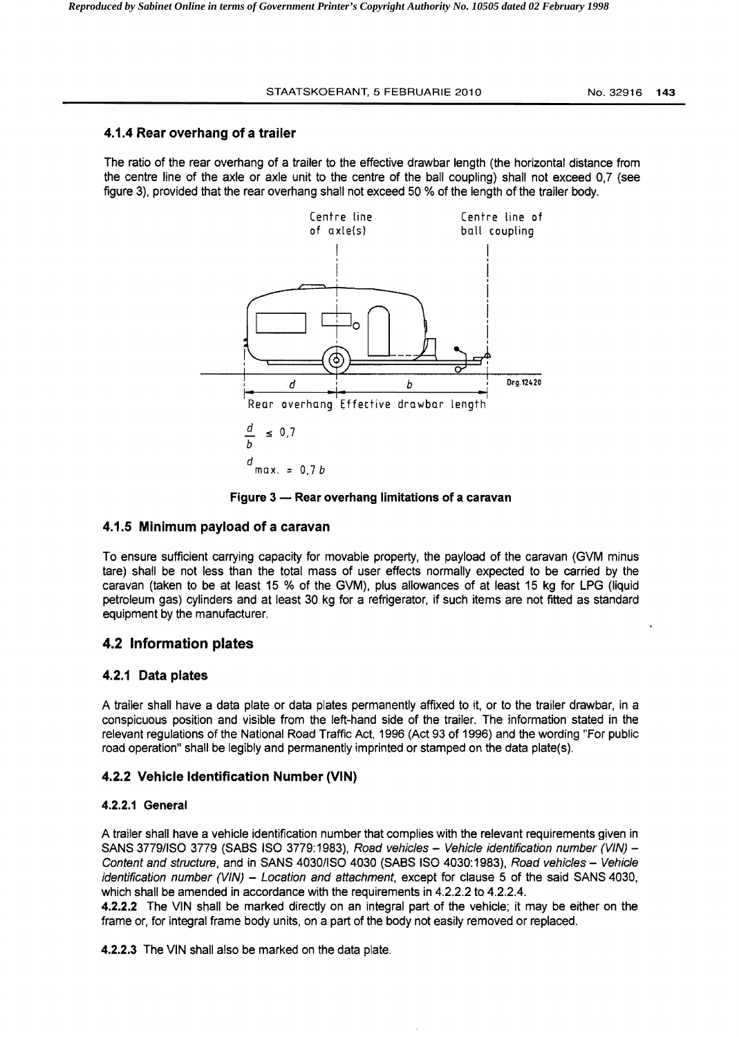### 4.1.4 Rear overhang of a trailer

The ratio of the rear overhang of a trailer to the effective drawbar length (the horizontal distance from the centre line of the axle or axle unit to the centre of the ball coupling) shall not exceed 0,7 (see figure 3), provided that the rear overhang shall not exceed 50 % of the length of the trailer body.

Centre line of axle(s) — Centre line of ball coupling

$d$ — Rear overhang; $b$ — Effective drawbar length

Drg.12420

$$\frac{d}{b} \leq 0,7$$

$$d_{max.} = 0,7\,b$$

**Figure 3 — Rear overhang limitations of a caravan**

### 4.1.5 Minimum payload of a caravan

To ensure sufficient carrying capacity for movable property, the payload of the caravan (GVM minus tare) shall be not less than the total mass of user effects normally expected to be carried by the caravan (taken to be at least 15 % of the GVM), plus allowances of at least 15 kg for LPG (liquid petroleum gas) cylinders and at least 30 kg for a refrigerator, if such items are not fitted as standard equipment by the manufacturer.

## 4.2 Information plates

### 4.2.1 Data plates

A trailer shall have a data plate or data plates permanently affixed to it, or to the trailer drawbar, in a conspicuous position and visible from the left-hand side of the trailer. The information stated in the relevant regulations of the National Road Traffic Act, 1996 (Act 93 of 1996) and the wording "For public road operation" shall be legibly and permanently imprinted or stamped on the data plate(s).

### 4.2.2 Vehicle Identification Number (VIN)

#### 4.2.2.1 General

A trailer shall have a vehicle identification number that complies with the relevant requirements given in SANS 3779/ISO 3779 (SABS ISO 3779:1983), *Road vehicles – Vehicle identification number (VIN) – Content and structure*, and in SANS 4030/ISO 4030 (SABS ISO 4030:1983), *Road vehicles – Vehicle identification number (VIN) – Location and attachment*, except for clause 5 of the said SANS 4030, which shall be amended in accordance with the requirements in 4.2.2.2 to 4.2.2.4.

**4.2.2.2** The VIN shall be marked directly on an integral part of the vehicle; it may be either on the frame or, for integral frame body units, on a part of the body not easily removed or replaced.

**4.2.2.3** The VIN shall also be marked on the data plate.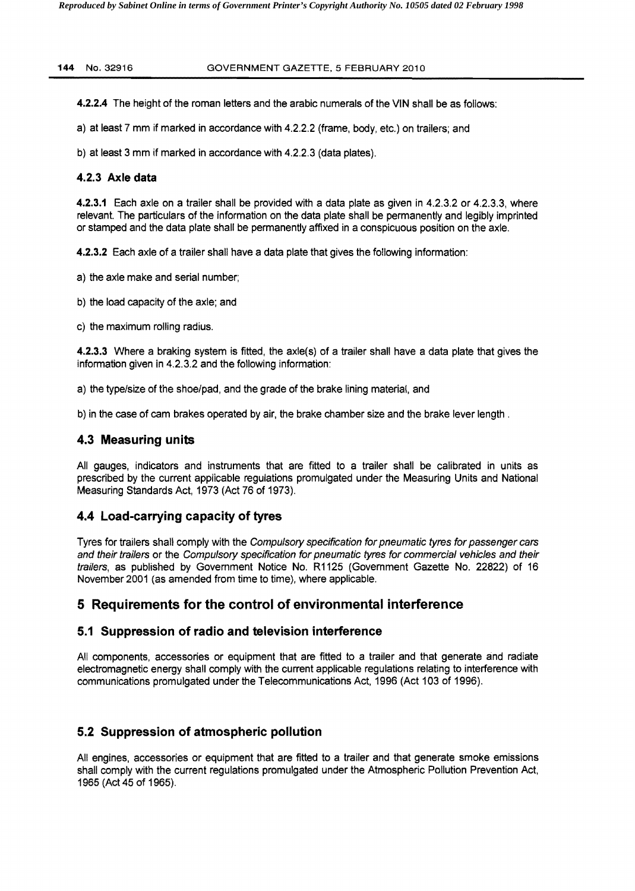**4.2.2.4** The height of the roman letters and the arabic numerals of the VIN shall be as follows:

a) at least 7 mm if marked in accordance with 4.2.2.2 (frame, body, etc.) on trailers; and

b) at least 3 mm if marked in accordance with 4.2.2.3 (data plates).

### 4.2.3 Axle data

**4.2.3.1** Each axle on a trailer shall be provided with a data plate as given in 4.2.3.2 or 4.2.3.3, where relevant. The particulars of the information on the data plate shall be permanently and legibly imprinted or stamped and the data plate shall be permanently affixed in a conspicuous position on the axle.

**4.2.3.2** Each axle of a trailer shall have a data plate that gives the following information:

a) the axle make and serial number;

b) the load capacity of the axle; and

c) the maximum rolling radius.

**4.2.3.3** Where a braking system is fitted, the axle(s) of a trailer shall have a data plate that gives the information given in 4.2.3.2 and the following information:

a) the type/size of the shoe/pad, and the grade of the brake lining material, and

b) in the case of cam brakes operated by air, the brake chamber size and the brake lever length .

## 4.3 Measuring units

All gauges, indicators and instruments that are fitted to a trailer shall be calibrated in units as prescribed by the current applicable regulations promulgated under the Measuring Units and National Measuring Standards Act, 1973 (Act 76 of 1973).

## 4.4 Load-carrying capacity of tyres

Tyres for trailers shall comply with the *Compulsory specification for pneumatic tyres for passenger cars and their trailers* or the *Compulsory specification for pneumatic tyres for commercial vehicles and their trailers*, as published by Government Notice No. R1125 (Government Gazette No. 22822) of 16 November 2001 (as amended from time to time), where applicable.

# 5 Requirements for the control of environmental interference

## 5.1 Suppression of radio and television interference

All components, accessories or equipment that are fitted to a trailer and that generate and radiate electromagnetic energy shall comply with the current applicable regulations relating to interference with communications promulgated under the Telecommunications Act, 1996 (Act 103 of 1996).

## 5.2 Suppression of atmospheric pollution

All engines, accessories or equipment that are fitted to a trailer and that generate smoke emissions shall comply with the current regulations promulgated under the Atmospheric Pollution Prevention Act, 1965 (Act 45 of 1965).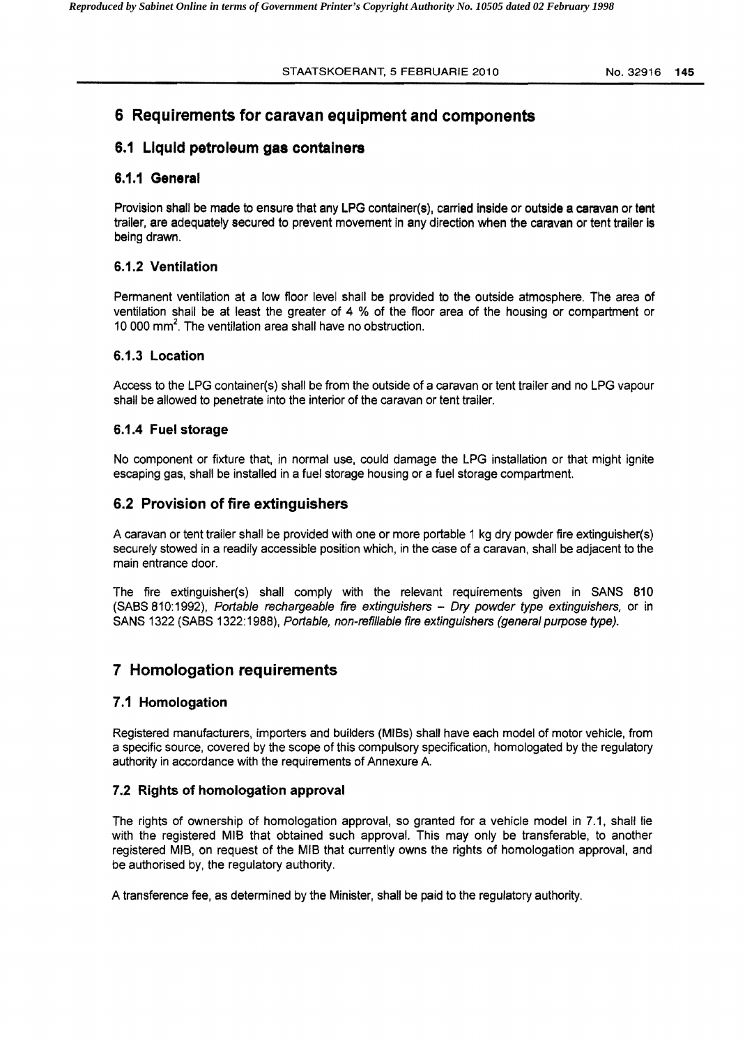# 6 Requirements for caravan equipment and components

## 6.1 Liquid petroleum gas containers

### 6.1.1 General

Provision shall be made to ensure that any LPG container(s), carried inside or outside a caravan or tent trailer, are adequately secured to prevent movement in any direction when the caravan or tent trailer is being drawn.

### 6.1.2 Ventilation

Permanent ventilation at a low floor level shall be provided to the outside atmosphere. The area of ventilation shall be at least the greater of 4 % of the floor area of the housing or compartment or 10 000 $mm^2$. The ventilation area shall have no obstruction.

### 6.1.3 Location

Access to the LPG container(s) shall be from the outside of a caravan or tent trailer and no LPG vapour shall be allowed to penetrate into the interior of the caravan or tent trailer.

### 6.1.4 Fuel storage

No component or fixture that, in normal use, could damage the LPG installation or that might ignite escaping gas, shall be installed in a fuel storage housing or a fuel storage compartment.

## 6.2 Provision of fire extinguishers

A caravan or tent trailer shall be provided with one or more portable 1 kg dry powder fire extinguisher(s) securely stowed in a readily accessible position which, in the case of a caravan, shall be adjacent to the main entrance door.

The fire extinguisher(s) shall comply with the relevant requirements given in SANS 810 (SABS 810:1992), *Portable rechargeable fire extinguishers – Dry powder type extinguishers,* or in SANS 1322 (SABS 1322:1988), *Portable, non-refillable fire extinguishers (general purpose type).*

# 7 Homologation requirements

## 7.1 Homologation

Registered manufacturers, importers and builders (MIBs) shall have each model of motor vehicle, from a specific source, covered by the scope of this compulsory specification, homologated by the regulatory authority in accordance with the requirements of Annexure A.

## 7.2 Rights of homologation approval

The rights of ownership of homologation approval, so granted for a vehicle model in 7.1, shall lie with the registered MIB that obtained such approval. This may only be transferable, to another registered MIB, on request of the MIB that currently owns the rights of homologation approval, and be authorised by, the regulatory authority.

A transference fee, as determined by the Minister, shall be paid to the regulatory authority.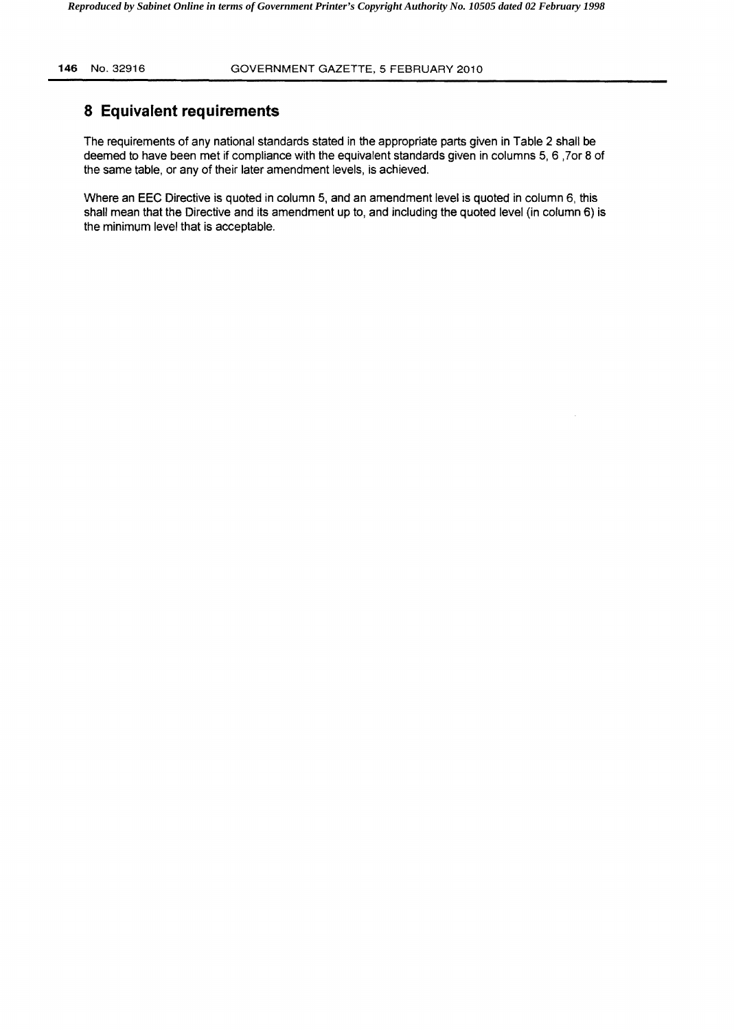## 8 Equivalent requirements

The requirements of any national standards stated in the appropriate parts given in Table 2 shall be deemed to have been met if compliance with the equivalent standards given in columns 5, 6 ,7or 8 of the same table, or any of their later amendment levels, is achieved.

Where an EEC Directive is quoted in column 5, and an amendment level is quoted in column 6, this shall mean that the Directive and its amendment up to, and including the quoted level (in column 6) is the minimum level that is acceptable.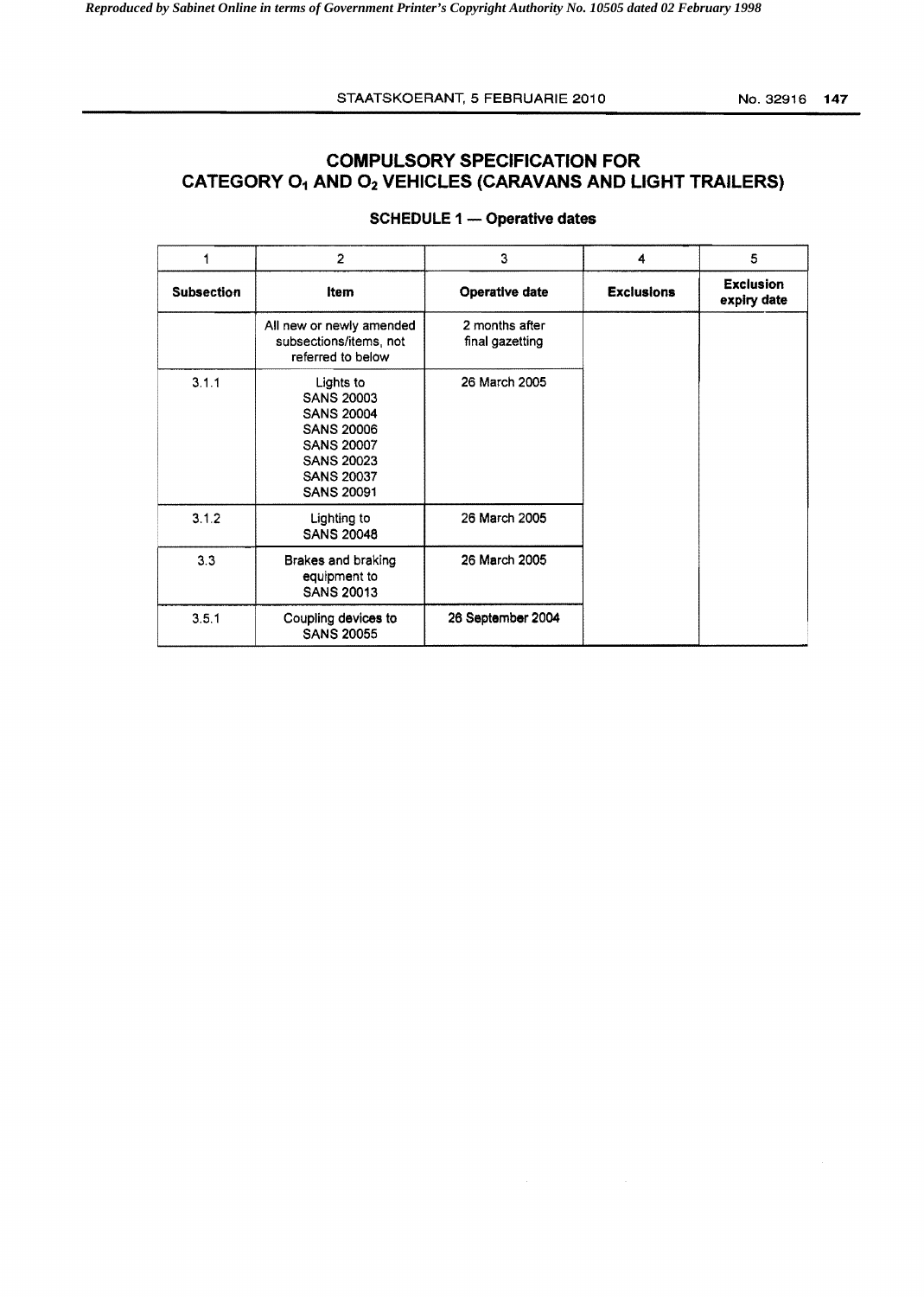# COMPULSORY SPECIFICATION FOR CATEGORY $O_1$ AND $O_2$ VEHICLES (CARAVANS AND LIGHT TRAILERS)

## SCHEDULE 1 — Operative dates

| 1 | 2 | 3 | 4 | 5 |
|---|---|---|---|---|
| **Subsection** | **Item** | **Operative date** | **Exclusions** | **Exclusion expiry date** |
| | All new or newly amended subsections/items, not referred to below | 2 months after final gazetting | | |
| 3.1.1 | Lights to SANS 20003 SANS 20004 SANS 20006 SANS 20007 SANS 20023 SANS 20037 SANS 20091 | 26 March 2005 | | |
| 3.1.2 | Lighting to SANS 20048 | 26 March 2005 | | |
| 3.3 | Brakes and braking equipment to SANS 20013 | 26 March 2005 | | |
| 3.5.1 | Coupling devices to SANS 20055 | 26 September 2004 | | |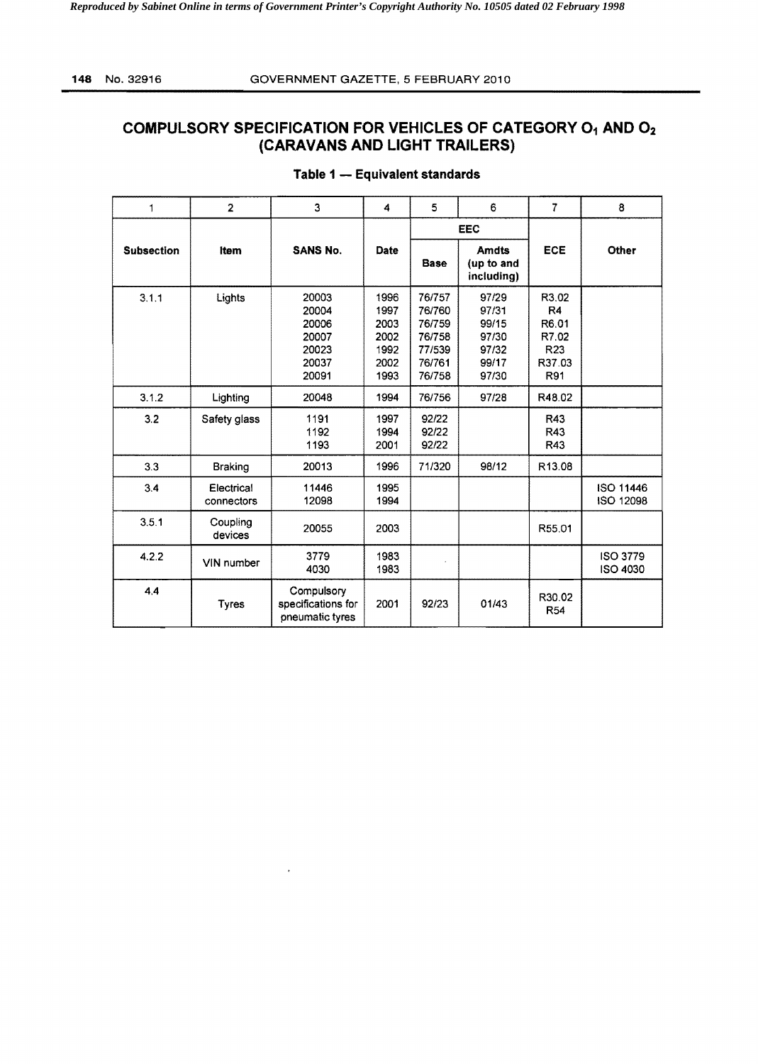## COMPULSORY SPECIFICATION FOR VEHICLES OF CATEGORY $O_1$ AND $O_2$ (CARAVANS AND LIGHT TRAILERS)

**Table 1 — Equivalent standards**

| 1 | 2 | 3 | 4 | 5 | 6 | 7 | 8 |
|---|---|---|---|---|---|---|---|
| | | | | EEC | | | |
| **Subsection** | **Item** | **SANS No.** | **Date** | **Base** | **Amdts (up to and including)** | **ECE** | **Other** |
| 3.1.1 | Lights | 20003<br>20004<br>20006<br>20007<br>20023<br>20037<br>20091 | 1996<br>1997<br>2003<br>2002<br>1992<br>2002<br>1993 | 76/757<br>76/760<br>76/759<br>76/758<br>77/539<br>76/761<br>76/758 | 97/29<br>97/31<br>99/15<br>97/30<br>97/32<br>99/17<br>97/30 | R3.02<br>R4<br>R6.01<br>R7.02<br>R23<br>R37.03<br>R91 | |
| 3.1.2 | Lighting | 20048 | 1994 | 76/756 | 97/28 | R48.02 | |
| 3.2 | Safety glass | 1191<br>1192<br>1193 | 1997<br>1994<br>2001 | 92/22<br>92/22<br>92/22 | | R43<br>R43<br>R43 | |
| 3.3 | Braking | 20013 | 1996 | 71/320 | 98/12 | R13.08 | |
| 3.4 | Electrical connectors | 11446<br>12098 | 1995<br>1994 | | | | ISO 11446<br>ISO 12098 |
| 3.5.1 | Coupling devices | 20055 | 2003 | | | R55.01 | |
| 4.2.2 | VIN number | 3779<br>4030 | 1983<br>1983 | | | | ISO 3779<br>ISO 4030 |
| 4.4 | Tyres | Compulsory specifications for pneumatic tyres | 2001 | 92/23 | 01/43 | R30.02<br>R54 | |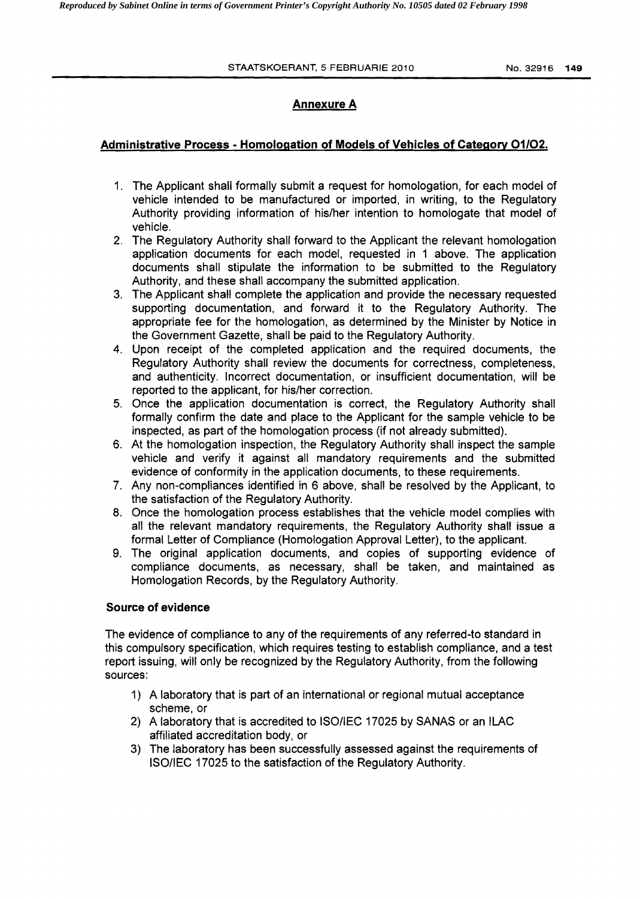## Annexure A

### Administrative Process - Homologation of Models of Vehicles of Category O1/O2.

1. The Applicant shall formally submit a request for homologation, for each model of vehicle intended to be manufactured or imported, in writing, to the Regulatory Authority providing information of his/her intention to homologate that model of vehicle.
2. The Regulatory Authority shall forward to the Applicant the relevant homologation application documents for each model, requested in 1 above. The application documents shall stipulate the information to be submitted to the Regulatory Authority, and these shall accompany the submitted application.
3. The Applicant shall complete the application and provide the necessary requested supporting documentation, and forward it to the Regulatory Authority. The appropriate fee for the homologation, as determined by the Minister by Notice in the Government Gazette, shall be paid to the Regulatory Authority.
4. Upon receipt of the completed application and the required documents, the Regulatory Authority shall review the documents for correctness, completeness, and authenticity. Incorrect documentation, or insufficient documentation, will be reported to the applicant, for his/her correction.
5. Once the application documentation is correct, the Regulatory Authority shall formally confirm the date and place to the Applicant for the sample vehicle to be inspected, as part of the homologation process (if not already submitted).
6. At the homologation inspection, the Regulatory Authority shall inspect the sample vehicle and verify it against all mandatory requirements and the submitted evidence of conformity in the application documents, to these requirements.
7. Any non-compliances identified in 6 above, shall be resolved by the Applicant, to the satisfaction of the Regulatory Authority.
8. Once the homologation process establishes that the vehicle model complies with all the relevant mandatory requirements, the Regulatory Authority shall issue a formal Letter of Compliance (Homologation Approval Letter), to the applicant.
9. The original application documents, and copies of supporting evidence of compliance documents, as necessary, shall be taken, and maintained as Homologation Records, by the Regulatory Authority.

**Source of evidence**

The evidence of compliance to any of the requirements of any referred-to standard in this compulsory specification, which requires testing to establish compliance, and a test report issuing, will only be recognized by the Regulatory Authority, from the following sources:

1) A laboratory that is part of an international or regional mutual acceptance scheme, or
2) A laboratory that is accredited to ISO/IEC 17025 by SANAS or an ILAC affiliated accreditation body, or
3) The laboratory has been successfully assessed against the requirements of ISO/IEC 17025 to the satisfaction of the Regulatory Authority.